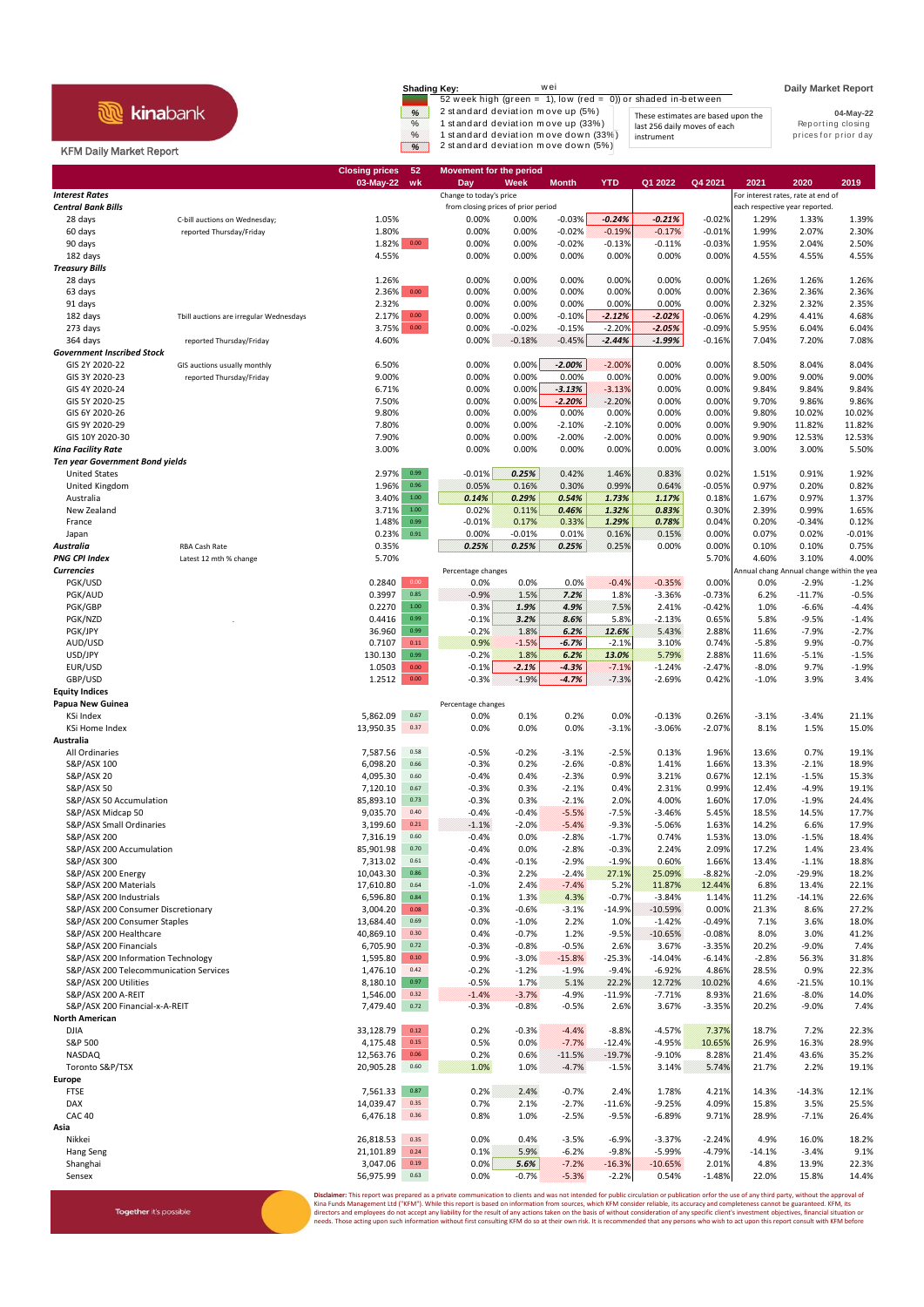kinabank

KFM Daily Market Report

**Shading Key:**

- 52 week high (green = 1), low (red = 0)) or shaded in-between
- % 2 standard deviation move up (5%)
- % 1 standard deviation move up (33%)
- % 1 standard deviation move down (33%)
- % 2 standard deviation move down (5%)

These estimates are based upon the last 256 daily moves of each instrument

**Daily Market Report**

04-May-22

Reporting closing prices for prior day

| | | Closing prices 03-May-22 | 52 wk | Day | Week | Month | YTD | Q1 2022 | Q4 2021 | 2021 | 2020 | 2019 |
|---|---|---|---|---|---|---|---|---|---|---|---|---|
| ***Interest Rates*** | | | | Change to today's price | | | | | | For interest rates, rate at end of | | |
| ***Central Bank Bills*** | | | | from closing prices of prior period | | | | | | each respective year reported. | | |
| 28 days | C-bill auctions on Wednesday; | 1.05% | | 0.00% | 0.00% | -0.03% | -0.24% | -0.21% | -0.02% | 1.29% | 1.33% | 1.39% |
| 60 days | reported Thursday/Friday | 1.80% | | 0.00% | 0.00% | -0.02% | -0.19% | -0.17% | -0.01% | 1.99% | 2.07% | 2.30% |
| 90 days | | 1.82% | 0.00 | 0.00% | 0.00% | -0.02% | -0.13% | -0.11% | -0.03% | 1.95% | 2.04% | 2.50% |
| 182 days | | 4.55% | | 0.00% | 0.00% | 0.00% | 0.00% | 0.00% | 0.00% | 4.55% | 4.55% | 4.55% |
| ***Treasury Bills*** | | | | | | | | | | | | |
| 28 days | | 1.26% | | 0.00% | 0.00% | 0.00% | 0.00% | 0.00% | 0.00% | 1.26% | 1.26% | 1.26% |
| 63 days | | 2.36% | 0.00 | 0.00% | 0.00% | 0.00% | 0.00% | 0.00% | 0.00% | 2.36% | 2.36% | 2.36% |
| 91 days | | 2.32% | | 0.00% | 0.00% | 0.00% | 0.00% | 0.00% | 0.00% | 2.32% | 2.32% | 2.35% |
| 182 days | Tbill auctions are irregular Wednesdays | 2.17% | 0.00 | 0.00% | 0.00% | -0.10% | -2.12% | -2.02% | -0.06% | 4.29% | 4.41% | 4.68% |
| 273 days | | 3.75% | 0.00 | 0.00% | -0.02% | -0.15% | -2.20% | -2.05% | -0.09% | 5.95% | 6.04% | 6.04% |
| 364 days | reported Thursday/Friday | 4.60% | | 0.00% | -0.18% | -0.45% | -2.44% | -1.99% | -0.16% | 7.04% | 7.20% | 7.08% |
| ***Government Inscribed Stock*** | | | | | | | | | | | | |
| GIS 2Y 2020-22 | GIS auctions usually monthly | 6.50% | | 0.00% | 0.00% | -2.00% | -2.00% | 0.00% | 0.00% | 8.50% | 8.04% | 8.04% |
| GIS 3Y 2020-23 | reported Thursday/Friday | 9.00% | | 0.00% | 0.00% | 0.00% | 0.00% | 0.00% | 0.00% | 9.00% | 9.00% | 9.00% |
| GIS 4Y 2020-24 | | 6.71% | | 0.00% | 0.00% | -3.13% | -3.13% | 0.00% | 0.00% | 9.84% | 9.84% | 9.84% |
| GIS 5Y 2020-25 | | 7.50% | | 0.00% | 0.00% | -2.20% | -2.20% | 0.00% | 0.00% | 9.70% | 9.86% | 9.86% |
| GIS 6Y 2020-26 | | 9.80% | | 0.00% | 0.00% | 0.00% | 0.00% | 0.00% | 0.00% | 9.80% | 10.02% | 10.02% |
| GIS 9Y 2020-29 | | 7.80% | | 0.00% | 0.00% | -2.10% | -2.10% | 0.00% | 0.00% | 9.90% | 11.82% | 11.82% |
| GIS 10Y 2020-30 | | 7.90% | | 0.00% | 0.00% | -2.00% | -2.00% | 0.00% | 0.00% | 9.90% | 12.53% | 12.53% |
| ***Kina Facility Rate*** | | 3.00% | | 0.00% | 0.00% | 0.00% | 0.00% | 0.00% | 0.00% | 3.00% | 3.00% | 5.50% |
| ***Ten year Government Bond yields*** | | | | | | | | | | | | |
| United States | | 2.97% | 0.99 | -0.01% | 0.25% | 0.42% | 1.46% | 0.83% | 0.02% | 1.51% | 0.91% | 1.92% |
| United Kingdom | | 1.96% | 0.96 | 0.05% | 0.16% | 0.30% | 0.99% | 0.64% | -0.05% | 0.97% | 0.20% | 0.82% |
| Australia | | 3.40% | 1.00 | 0.14% | 0.29% | 0.54% | 1.73% | 1.17% | 0.18% | 1.67% | 0.97% | 1.37% |
| New Zealand | | 3.71% | 1.00 | 0.02% | 0.11% | 0.46% | 1.32% | 0.83% | 0.30% | 2.39% | 0.99% | 1.65% |
| France | | 1.48% | 0.99 | -0.01% | 0.17% | 0.33% | 1.29% | 0.78% | 0.04% | 0.20% | -0.34% | 0.12% |
| Japan | | 0.23% | 0.91 | 0.00% | -0.01% | 0.01% | 0.16% | 0.15% | 0.00% | 0.07% | 0.02% | -0.01% |
| ***Australia*** | RBA Cash Rate | 0.35% | | 0.25% | 0.25% | 0.25% | 0.25% | 0.00% | 0.00% | 0.10% | 0.10% | 0.75% |
| ***PNG CPI Index*** | Latest 12 mth % change | 5.70% | | | | | | | 5.70% | 4.60% | 3.10% | 4.00% |
| ***Currencies*** | | | | Percentage changes | | | | | | Annual chang | Annual change within the yea | |
| PGK/USD | | 0.2840 | 0.00 | 0.0% | 0.0% | 0.0% | -0.4% | -0.35% | 0.00% | 0.0% | -2.9% | -1.2% |
| PGK/AUD | | 0.3997 | 0.85 | -0.9% | 1.5% | 7.2% | 1.8% | -3.36% | -0.73% | 6.2% | -11.7% | -0.5% |
| PGK/GBP | | 0.2270 | 1.00 | 0.3% | 1.9% | 4.9% | 7.5% | 2.41% | -0.42% | 1.0% | -6.6% | -4.4% |
| PGK/NZD | | 0.4416 | 0.99 | -0.1% | 3.2% | 8.6% | 5.8% | -2.13% | 0.65% | 5.8% | -9.5% | -1.4% |
| PGK/JPY | | 36.960 | 0.99 | -0.2% | 1.8% | 6.2% | 12.6% | 5.43% | 2.88% | 11.6% | -7.9% | -2.7% |
| AUD/USD | | 0.7107 | 0.11 | 0.9% | -1.5% | -6.7% | -2.1% | 3.10% | 0.74% | -5.8% | 9.9% | -0.7% |
| USD/JPY | | 130.130 | 0.99 | -0.2% | 1.8% | 6.2% | 13.0% | 5.79% | 2.88% | 11.6% | -5.1% | 1.5% |
| EUR/USD | | 1.0503 | 0.00 | -0.1% | -2.1% | -4.3% | -7.1% | -1.24% | -2.47% | -8.0% | 9.7% | -1.9% |
| GBP/USD | | 1.2512 | 0.00 | -0.3% | -1.9% | -4.7% | -7.3% | -2.69% | 0.42% | -1.0% | 3.9% | 3.4% |
| **Equity Indices** | | | | | | | | | | | | |
| **Papua New Guinea** | | | | Percentage changes | | | | | | | | |
| KSi Index | | 5,862.09 | 0.67 | 0.0% | 0.1% | 0.2% | 0.0% | -0.13% | 0.26% | -3.1% | -3.4% | 21.1% |
| KSi Home Index | | 13,950.35 | 0.37 | 0.0% | 0.0% | 0.0% | -3.1% | -3.06% | -2.07% | 8.1% | 1.5% | 15.0% |
| **Australia** | | | | | | | | | | | | |
| All Ordinaries | | 7,587.56 | 0.58 | -0.5% | -0.2% | -3.1% | -2.5% | 0.13% | 1.96% | 13.6% | 0.7% | 19.1% |
| S&P/ASX 100 | | 6,098.20 | 0.66 | -0.3% | 0.2% | -2.6% | -0.8% | 1.41% | 1.66% | 13.3% | -2.1% | 18.9% |
| S&P/ASX 20 | | 4,095.30 | 0.60 | -0.4% | 0.4% | -2.3% | 0.9% | 3.21% | 0.67% | 12.1% | -1.5% | 15.3% |
| S&P/ASX 50 | | 7,120.10 | 0.67 | -0.3% | 0.3% | -2.1% | 0.4% | 2.31% | 0.99% | 12.4% | -4.9% | 19.1% |
| S&P/ASX 50 Accumulation | | 85,893.10 | 0.73 | -0.3% | 0.3% | -2.1% | 2.0% | 4.00% | 1.60% | 17.0% | -1.9% | 24.4% |
| S&P/ASX Midcap 50 | | 9,035.70 | 0.40 | -0.4% | -0.4% | -5.5% | -7.5% | -3.46% | 5.45% | 18.5% | 14.5% | 17.7% |
| S&P/ASX Small Ordinaries | | 3,199.60 | 0.21 | -1.1% | -2.0% | -5.4% | -9.3% | -5.06% | 1.63% | 14.2% | 6.6% | 17.9% |
| S&P/ASX 200 | | 7,316.19 | 0.60 | -0.4% | 0.0% | -2.8% | -1.7% | 0.74% | 1.53% | 13.0% | -1.5% | 18.4% |
| S&P/ASX 200 Accumulation | | 85,901.98 | 0.70 | -0.4% | 0.0% | -2.8% | -0.3% | 2.24% | 2.09% | 17.2% | 1.4% | 23.4% |
| S&P/ASX 300 | | 7,313.02 | 0.61 | -0.4% | -0.1% | -2.9% | -1.9% | 0.60% | 1.66% | 13.4% | -1.1% | 18.8% |
| S&P/ASX 200 Energy | | 10,043.30 | 0.86 | -0.3% | 2.2% | -2.4% | 27.1% | 25.09% | -8.82% | -2.0% | -29.9% | 18.2% |
| S&P/ASX 200 Materials | | 17,610.80 | 0.64 | -1.0% | 2.4% | -7.4% | 5.2% | 11.87% | 12.44% | 6.8% | 13.4% | 22.1% |
| S&P/ASX 200 Industrials | | 6,596.80 | 0.84 | 0.1% | 1.3% | 4.3% | -0.7% | -3.84% | 1.14% | 11.2% | -14.1% | 22.6% |
| S&P/ASX 200 Consumer Discretionary | | 3,004.20 | 0.08 | -0.3% | -0.6% | -3.1% | -14.9% | -10.59% | 0.00% | 21.3% | 8.6% | 27.2% |
| S&P/ASX 200 Consumer Staples | | 13,684.40 | 0.69 | 0.0% | -1.0% | 2.2% | 1.0% | -1.42% | -0.49% | 7.1% | 3.6% | 18.0% |
| S&P/ASX 200 Healthcare | | 40,869.10 | 0.30 | 0.4% | -0.7% | 1.2% | -9.5% | -10.65% | -0.08% | 8.0% | 3.0% | 41.2% |
| S&P/ASX 200 Financials | | 6,705.90 | 0.72 | -0.3% | -0.8% | -0.5% | 2.6% | 3.67% | -3.35% | 20.2% | -9.0% | 7.4% |
| S&P/ASX 200 Information Technology | | 1,595.80 | 0.10 | 0.9% | -3.0% | -15.8% | -25.3% | -14.04% | -6.14% | -2.8% | 56.3% | 31.8% |
| S&P/ASX 200 Telecommunication Services | | 1,476.10 | 0.42 | -0.2% | -1.2% | -1.9% | -9.4% | -6.92% | 4.86% | 28.5% | 0.9% | 22.3% |
| S&P/ASX 200 Utilities | | 8,180.10 | 0.97 | -0.5% | 1.7% | 5.1% | 22.2% | 12.72% | 10.02% | 4.6% | -21.5% | 10.1% |
| S&P/ASX 200 A-REIT | | 1,546.00 | 0.32 | -1.4% | -3.7% | -4.9% | -11.9% | -7.71% | 8.93% | 21.6% | -8.0% | 14.0% |
| S&P/ASX 200 Financial-x-A-REIT | | 7,479.40 | 0.72 | -0.3% | -0.8% | -0.5% | 2.6% | 3.67% | -3.35% | 20.2% | -9.0% | 7.4% |
| **North American** | | | | | | | | | | | | |
| DJIA | | 33,128.79 | 0.12 | 0.2% | -0.3% | -4.4% | -8.8% | -4.57% | 7.37% | 18.7% | 7.2% | 22.3% |
| S&P 500 | | 4,175.48 | 0.15 | 0.5% | 0.0% | -7.7% | -12.4% | -4.95% | 10.65% | 26.9% | 16.3% | 28.9% |
| NASDAQ | | 12,563.76 | 0.06 | 0.2% | 0.6% | -11.5% | -19.7% | -9.10% | 8.28% | 21.4% | 43.6% | 35.2% |
| Toronto S&P/TSX | | 20,905.28 | 0.60 | 1.0% | 1.0% | -4.7% | -1.5% | 3.14% | 5.74% | 21.7% | 2.2% | 19.1% |
| **Europe** | | | | | | | | | | | | |
| FTSE | | 7,561.33 | 0.87 | 0.2% | 2.4% | -0.7% | 2.4% | 1.78% | 4.21% | 14.3% | -14.3% | 12.1% |
| DAX | | 14,039.47 | 0.35 | 0.7% | 2.1% | -2.7% | -11.6% | -9.25% | 4.09% | 15.8% | 3.5% | 25.5% |
| CAC 40 | | 6,476.18 | 0.36 | 0.8% | 1.0% | -2.5% | -9.5% | -6.89% | 9.71% | 28.9% | -7.1% | 26.4% |
| **Asia** | | | | | | | | | | | | |
| Nikkei | | 26,818.53 | 0.35 | 0.0% | 0.4% | -3.5% | -6.9% | -3.37% | -2.24% | 4.9% | 16.0% | 18.2% |
| Hang Seng | | 21,101.89 | 0.24 | 0.1% | 5.9% | -6.2% | -9.8% | -5.99% | -4.79% | -14.1% | -3.4% | 9.1% |
| Shanghai | | 3,047.06 | 0.19 | 0.0% | 5.6% | -7.2% | -16.3% | -10.65% | 2.01% | 4.8% | 13.9% | 22.3% |
| Sensex | | 56,975.99 | 0.63 | 0.0% | -0.7% | -5.3% | -2.2% | 0.54% | -1.48% | 22.0% | 15.8% | 14.4% |

Together it's possible

**Disclaimer:** This report was prepared as a private communication to clients and was not intended for public circulation or publication orfor the use of any third party, without the approval of Kina Funds Management Ltd ("KFM"). While this report is based on information from sources, which KFM consider reliable, its accuracy and completeness cannot be guaranteed. KFM, its directors and employees do not accept any liability for the result of any actions taken on the basis of without consideration of any specific client's investment objectives, financial situation or needs. Those acting upon such information without first consulting KFM do so at their own risk. It is recommended that any persons who wish to act upon this report consult with KFM before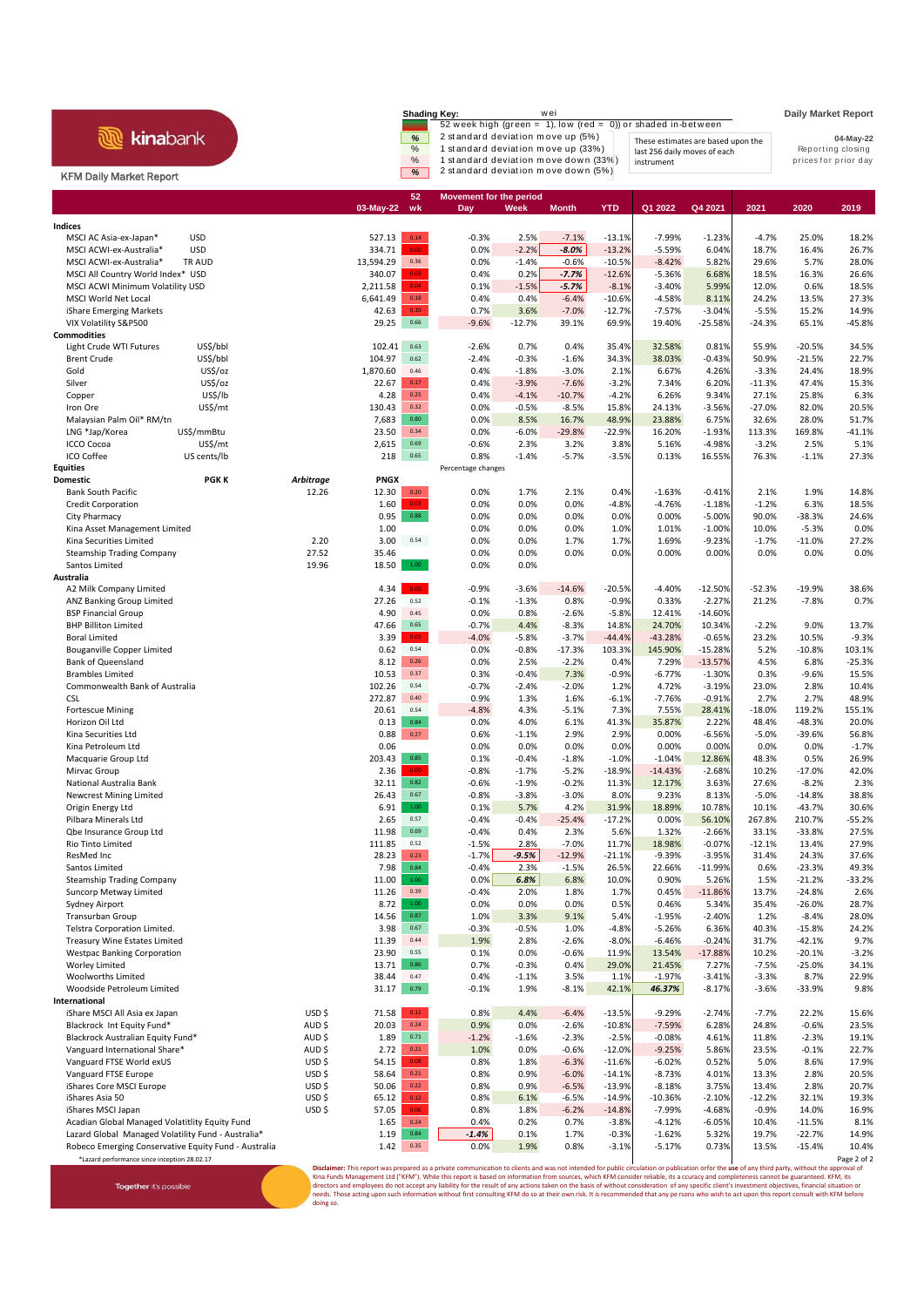kinabank

KFM Daily Market Report

**Shading Key:**

52 week high (green = 1), low (red = 0)) or shaded in-between

- % 2 standard deviation move up (5%)
- % 1 standard deviation move up (33%)
- % 1 standard deviation move down (33%)
- % 2 standard deviation move down (5%)

These estimates are based upon the last 256 daily moves of each instrument

**Daily Market Report**

04-May-22

Reporting closing prices for prior day

| | | | 03-May-22 | 52 wk | Day | Week | Month | YTD | Q1 2022 | Q4 2021 | 2021 | 2020 | 2019 |
|---|---|---|---|---|---|---|---|---|---|---|---|---|---|
| | | | | | Movement for the period | | | | | | | | |
| **Indices** | | | | | | | | | | | | | |
| MSCI AC Asia-ex-Japan* | USD | | 527.13 | 0.14 | -0.3% | 2.5% | -7.1% | -13.1% | -7.99% | -1.23% | -4.7% | 25.0% | 18.2% |
| MSCI ACWI-ex-Australia* | USD | | 334.71 | 0.00 | 0.0% | -2.2% | -8.0% | -13.2% | -5.59% | 6.04% | 18.7% | 16.4% | 26.7% |
| MSCI ACWI-ex-Australia* | TR AUD | | 13,594.29 | 0.36 | 0.0% | -1.4% | -0.6% | -10.5% | -8.42% | 5.82% | 29.6% | 5.7% | 28.0% |
| MSCI All Country World Index* | USD | | 340.07 | 0.03 | 0.4% | 0.2% | -7.7% | -12.6% | -5.36% | 6.68% | 18.5% | 16.3% | 26.6% |
| MSCI ACWI Minimum Volatility USD | | | 2,211.58 | 0.04 | 0.1% | -1.5% | -5.7% | -8.1% | -3.40% | 5.99% | 12.0% | 0.6% | 18.5% |
| MSCI World Net Local | | | 6,641.49 | 0.18 | 0.4% | 0.4% | -6.4% | -10.6% | -4.58% | 8.11% | 24.2% | 13.5% | 27.3% |
| iShare Emerging Markets | | | 42.63 | 0.10 | 0.7% | 3.6% | -7.0% | -12.7% | -7.57% | -3.04% | -5.5% | 15.2% | 14.9% |
| VIX Volatility S&P500 | | | 29.25 | 0.66 | -9.6% | -12.7% | 39.1% | 69.9% | 19.40% | -25.58% | -24.3% | 65.1% | -45.8% |
| **Commodities** | | | | | | | | | | | | | |
| Light Crude WTI Futures | US$/bbl | | 102.41 | 0.63 | -2.6% | 0.7% | 0.4% | 35.4% | 32.58% | 0.81% | 55.9% | -20.5% | 34.5% |
| Brent Crude | US$/bbl | | 104.97 | 0.62 | -2.4% | -0.3% | -1.6% | 34.3% | 38.03% | -0.43% | 50.9% | -21.5% | 22.7% |
| Gold | US$/oz | | 1,870.60 | 0.46 | 0.4% | -1.8% | -3.0% | 2.1% | 6.67% | 4.26% | -3.3% | 24.4% | 18.9% |
| Silver | US$/oz | | 22.67 | 0.17 | 0.4% | -3.9% | -7.6% | -3.2% | 7.34% | 6.20% | -11.3% | 47.4% | 15.3% |
| Copper | US$/lb | | 4.28 | 0.25 | 0.4% | -4.1% | -10.7% | -4.2% | 6.26% | 9.34% | 27.1% | 25.8% | 6.3% |
| Iron Ore | US$/mt | | 130.43 | 0.32 | 0.0% | -0.5% | -8.5% | 15.8% | 24.13% | -3.56% | -27.0% | 82.0% | 20.5% |
| Malaysian Palm Oil* RM/tn | | | 7,683 | 0.80 | 0.0% | 8.5% | 16.7% | 48.9% | 23.88% | 6.75% | 32.6% | 28.0% | 51.7% |
| LNG *Jap/Korea | US$/mmBtu | | 23.50 | 0.34 | 0.0% | -6.0% | -29.8% | -22.9% | 16.20% | -1.93% | 113.3% | 169.8% | -41.1% |
| ICCO Cocoa | US$/mt | | 2,615 | 0.69 | -0.6% | 2.3% | 3.2% | 3.8% | 5.16% | -4.98% | -3.2% | 2.5% | 5.1% |
| ICO Coffee | US cents/lb | | 218 | 0.65 | 0.8% | -1.4% | -5.7% | -3.5% | 0.13% | 16.55% | 76.3% | -1.1% | 27.3% |
| **Equities** | | | | | Percentage changes | | | | | | | | |
| **Domestic** | **PGK K** | **Arbitrage** | **PNGX** | | | | | | | | | | |
| Bank South Pacific | | 12.26 | 12.30 | 0.20 | 0.0% | 1.7% | 2.1% | 0.4% | -1.63% | -0.41% | 2.1% | 1.9% | 14.8% |
| Credit Corporation | | | 1.60 | 0.03 | 0.0% | 0.0% | 0.0% | -4.8% | -4.76% | -1.18% | -1.2% | 6.3% | 18.5% |
| City Pharmacy | | | 0.95 | 0.88 | 0.0% | 0.0% | 0.0% | 0.0% | 0.00% | -5.00% | 90.0% | -38.3% | 24.6% |
| Kina Asset Management Limited | | | 1.00 | | 0.0% | 0.0% | 0.0% | 1.0% | 1.01% | -1.00% | 10.0% | -5.3% | 0.0% |
| Kina Securities Limited | | 2.20 | 3.00 | 0.54 | 0.0% | 0.0% | 1.7% | 1.7% | 1.69% | -9.23% | -1.7% | -11.0% | 27.2% |
| Steamship Trading Company | | 27.52 | 35.46 | | 0.0% | 0.0% | 0.0% | 0.0% | 0.00% | 0.00% | 0.0% | 0.0% | 0.0% |
| Santos Limited | | 19.96 | 18.50 | 1.00 | 0.0% | 0.0% | | | | | | | |
| **Australia** | | | | | | | | | | | | | |
| A2 Milk Company Limited | | | 4.34 | 0.00 | -0.9% | -3.6% | -14.6% | -20.5% | -4.40% | -12.50% | -52.3% | -19.9% | 38.6% |
| ANZ Banking Group Limited | | | 27.26 | 0.52 | -0.1% | -1.3% | 0.8% | -0.9% | 0.33% | -2.27% | 21.2% | -7.8% | 0.7% |
| BSP Financial Group | | | 4.90 | 0.45 | 0.0% | 0.8% | -2.6% | -5.8% | 12.41% | -14.60% | | | |
| BHP Billiton Limited | | | 47.66 | 0.65 | -0.7% | 4.4% | -8.3% | 14.8% | 24.70% | 10.34% | -2.2% | 9.0% | 13.7% |
| Boral Limited | | | 3.39 | 0.03 | -4.0% | -5.8% | -3.7% | -44.4% | -43.28% | -0.65% | 23.2% | 10.5% | -9.3% |
| Bouganville Copper Limited | | | 0.62 | 0.54 | 0.0% | -0.8% | -17.3% | 103.3% | 145.90% | -15.28% | 5.2% | -10.8% | 103.1% |
| Bank of Queensland | | | 8.12 | 0.26 | 0.0% | 2.5% | -2.2% | 0.4% | 7.29% | -13.57% | 4.5% | 6.8% | -25.3% |
| Brambles Limited | | | 10.53 | 0.37 | 0.3% | -0.4% | 7.3% | -0.9% | -6.77% | -1.30% | 0.3% | -9.6% | 15.5% |
| Commonwealth Bank of Australia | | | 102.26 | 0.54 | -0.7% | -2.4% | -2.0% | 1.2% | 4.72% | -3.19% | 23.0% | 2.8% | 10.4% |
| CSL | | | 272.87 | 0.40 | 0.9% | 1.3% | 1.6% | -6.1% | -7.76% | -0.91% | 2.7% | 2.7% | 48.9% |
| Fortescue Mining | | | 20.61 | 0.54 | -4.8% | 4.3% | -5.1% | 7.3% | 7.55% | 28.41% | -18.0% | 119.2% | 155.1% |
| Horizon Oil Ltd | | | 0.13 | 0.84 | 0.0% | 4.0% | 6.1% | 41.3% | 35.87% | 2.22% | 48.4% | -48.3% | 20.0% |
| Kina Securities Ltd | | | 0.88 | 0.27 | 0.6% | -1.1% | 2.9% | 2.9% | 0.00% | -6.56% | -5.0% | -39.6% | 56.8% |
| Kina Petroleum Ltd | | | 0.06 | | 0.0% | 0.0% | 0.0% | 0.0% | 0.00% | 0.00% | 0.0% | 0.0% | -1.7% |
| Macquarie Group Ltd | | | 203.43 | 0.85 | 0.1% | -0.4% | -1.8% | -1.0% | -1.04% | 12.86% | 48.3% | 0.5% | 26.9% |
| Mirvac Group | | | 2.36 | 0.00 | -0.8% | -1.7% | -5.2% | -18.9% | -14.43% | -2.68% | 10.2% | -17.0% | 42.0% |
| National Australia Bank | | | 32.11 | 0.82 | -0.6% | -1.9% | -0.2% | 11.3% | 12.17% | 3.63% | 27.6% | -8.2% | 2.3% |
| Newcrest Mining Limited | | | 26.43 | 0.67 | -0.8% | -3.8% | -3.0% | 8.0% | 9.23% | 8.13% | -5.0% | -14.8% | 38.8% |
| Origin Energy Ltd | | | 6.91 | 1.00 | 0.1% | 5.7% | 4.2% | 31.9% | 18.89% | 10.78% | 10.1% | -43.7% | 30.6% |
| Pilbara Minerals Ltd | | | 2.65 | 0.57 | -0.4% | -0.4% | -25.4% | -17.2% | 0.00% | 56.10% | 267.8% | 210.7% | -55.2% |
| Qbe Insurance Group Ltd | | | 11.98 | 0.69 | -0.4% | 0.4% | 2.3% | 5.6% | 1.32% | -2.66% | 33.1% | -33.8% | 27.5% |
| Rio Tinto Limited | | | 111.85 | 0.52 | -1.5% | 2.8% | -7.0% | 11.7% | 18.98% | -0.07% | -12.1% | 13.4% | 27.9% |
| ResMed Inc | | | 28.23 | 0.23 | -1.7% | -9.5% | -12.9% | -21.1% | -9.39% | -3.95% | 31.4% | 24.3% | 37.6% |
| Santos Limited | | | 7.98 | 0.84 | -0.4% | 2.3% | -1.5% | 26.5% | 22.66% | -11.99% | 0.6% | -23.3% | 49.3% |
| Steamship Trading Company | | | 11.00 | 1.00 | 0.0% | 6.8% | 6.8% | 10.0% | 0.90% | 5.26% | 1.5% | -21.2% | -33.2% |
| Suncorp Metway Limited | | | 11.26 | 0.39 | -0.4% | 2.0% | 1.8% | 1.7% | 0.45% | -11.86% | 13.7% | -24.8% | 2.6% |
| Sydney Airport | | | 8.72 | 1.00 | 0.0% | 0.0% | 0.0% | 0.5% | 0.46% | 5.34% | 35.4% | -26.0% | 28.7% |
| Transurban Group | | | 14.56 | 0.87 | 1.0% | 3.3% | 9.1% | 5.4% | -1.95% | -2.40% | 1.2% | -8.4% | 28.0% |
| Telstra Corporation Limited. | | | 3.98 | 0.67 | -0.3% | -0.5% | 1.0% | -4.8% | -5.26% | 6.36% | 40.3% | -15.8% | 24.2% |
| Treasury Wine Estates Limited | | | 11.39 | 0.44 | 1.9% | 2.8% | -2.6% | -8.0% | -6.46% | -0.24% | 31.7% | -42.1% | 9.7% |
| Westpac Banking Corporation | | | 23.90 | 0.55 | 0.1% | 0.0% | -0.6% | 11.9% | 13.54% | -17.88% | 10.2% | -20.1% | -3.2% |
| Worley Limited | | | 13.71 | 0.86 | 0.7% | -0.3% | 0.4% | 29.0% | 21.45% | 7.27% | -7.5% | -25.0% | 34.1% |
| Woolworths Limited | | | 38.44 | 0.47 | 0.4% | -1.1% | 3.5% | 1.1% | -1.97% | -3.41% | -3.3% | 8.7% | 22.9% |
| Woodside Petroleum Limited | | | 31.17 | 0.79 | -0.1% | 1.9% | -8.1% | 42.1% | 46.37% | -8.17% | -3.6% | -33.9% | 9.8% |
| **International** | | | | | | | | | | | | | |
| iShare MSCI All Asia ex Japan | USD $ | | 71.58 | 0.11 | 0.8% | 4.4% | -6.4% | -13.5% | -9.29% | -2.74% | -7.7% | 22.2% | 15.6% |
| Blackrock Int Equity Fund* | AUD $ | | 20.03 | 0.24 | 0.9% | 0.0% | -2.6% | -10.8% | -7.59% | 6.28% | 24.8% | -0.6% | 23.5% |
| Blackrock Australian Equity Fund* | AUD $ | | 1.89 | 0.71 | -1.2% | -1.6% | -2.3% | -2.5% | -0.08% | 4.61% | 11.8% | -2.3% | 19.1% |
| Vanguard International Share* | AUD $ | | 2.72 | 0.21 | 1.0% | 0.0% | -0.6% | -12.0% | -9.25% | 5.86% | 23.5% | -0.1% | 22.7% |
| Vanguard FTSE World exUS | USD $ | | 54.15 | 0.08 | 0.8% | 1.8% | -6.3% | -11.6% | -6.02% | 0.52% | 5.0% | 8.6% | 17.9% |
| Vanguard FTSE Europe | USD $ | | 58.64 | 0.21 | 0.8% | 0.9% | -6.0% | -14.1% | -8.73% | 4.01% | 13.3% | 2.8% | 20.5% |
| iShares Core MSCI Europe | USD $ | | 50.06 | 0.22 | 0.8% | 0.9% | -6.5% | -13.9% | -8.18% | 3.75% | 13.4% | 2.8% | 20.7% |
| iShares Asia 50 | USD $ | | 65.12 | 0.12 | 0.8% | 6.1% | -6.5% | -14.9% | -10.36% | -2.10% | -12.2% | 32.1% | 19.3% |
| iShares MSCI Japan | USD $ | | 57.05 | 0.06 | 0.8% | 1.8% | -6.2% | -14.8% | -7.99% | -4.68% | -0.9% | 14.0% | 16.9% |
| Acadian Global Managed Volatility Equity Fund | | | 1.65 | 0.24 | 0.4% | 0.2% | 0.7% | -3.8% | -4.12% | -6.05% | 10.4% | -11.5% | 8.1% |
| Lazard Global Managed Volatility Fund - Australia* | | | 1.19 | 0.84 | -1.4% | 0.1% | 1.7% | -0.3% | -1.62% | 5.32% | 19.7% | -22.7% | 14.9% |
| Robeco Emerging Conservative Equity Fund - Australia | | | 1.42 | 0.35 | 0.0% | 1.9% | 0.8% | -3.1% | -5.17% | 0.73% | 13.5% | -15.4% | 10.4% |

*Lazard performance since inception 28.02.17

**Disclaimer:** This report was prepared as a private communication to clients and was not intended for public circulation or publication orfor the use of any third party, without the approval of Kina Funds Management Ltd ("KFM"). While this report is based on information from sources, which KFM consider reliable, its a curacy and completeness cannot be guaranteed. KFM, its directors and employees do not accept any liability for the result of any actions taken on the basis of without consideration of any specific client's investment objectives, financial situation or needs. Those acting upon such information without first consulting KFM do so at their own risk. It is recommended that any pe rsons who wish to act upon this report consult with KFM before doing so.

Together it's possible